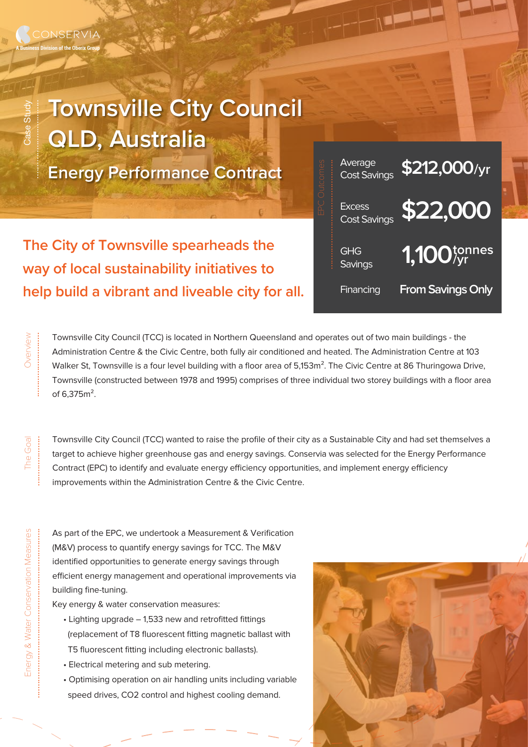CONSERVIA
A Business Division of the Oberix Group

Case Study

# Townsville City Council QLD, Australia

## Energy Performance Contract

### The City of Townsville spearheads the way of local sustainability initiatives to help build a vibrant and liveable city for all.

**EPC Outcomes**

| | |
|---|---|
| Average Cost Savings | **$212,000/yr** |
| Excess Cost Savings | **$22,000** |
| GHG Savings | **1,100 tonnes/yr** |
| Financing | **From Savings Only** |

**Overview**

Townsville City Council (TCC) is located in Northern Queensland and operates out of two main buildings - the Administration Centre & the Civic Centre, both fully air conditioned and heated. The Administration Centre at 103 Walker St, Townsville is a four level building with a floor area of 5,153m$^2$. The Civic Centre at 86 Thuringowa Drive, Townsville (constructed between 1978 and 1995) comprises of three individual two storey buildings with a floor area of 6,375m$^2$.

**The Goal**

Townsville City Council (TCC) wanted to raise the profile of their city as a Sustainable City and had set themselves a target to achieve higher greenhouse gas and energy savings. Conservia was selected for the Energy Performance Contract (EPC) to identify and evaluate energy efficiency opportunities, and implement energy efficiency improvements within the Administration Centre & the Civic Centre.

**Energy & Water Conservation Measures**

As part of the EPC, we undertook a Measurement & Verification (M&V) process to quantify energy savings for TCC. The M&V identified opportunities to generate energy savings through efficient energy management and operational improvements via building fine-tuning.

Key energy & water conservation measures:

- Lighting upgrade – 1,533 new and retrofitted fittings (replacement of T8 fluorescent fitting magnetic ballast with T5 fluorescent fitting including electronic ballasts).
- Electrical metering and sub metering.
- Optimising operation on air handling units including variable speed drives, $CO_2$ control and highest cooling demand.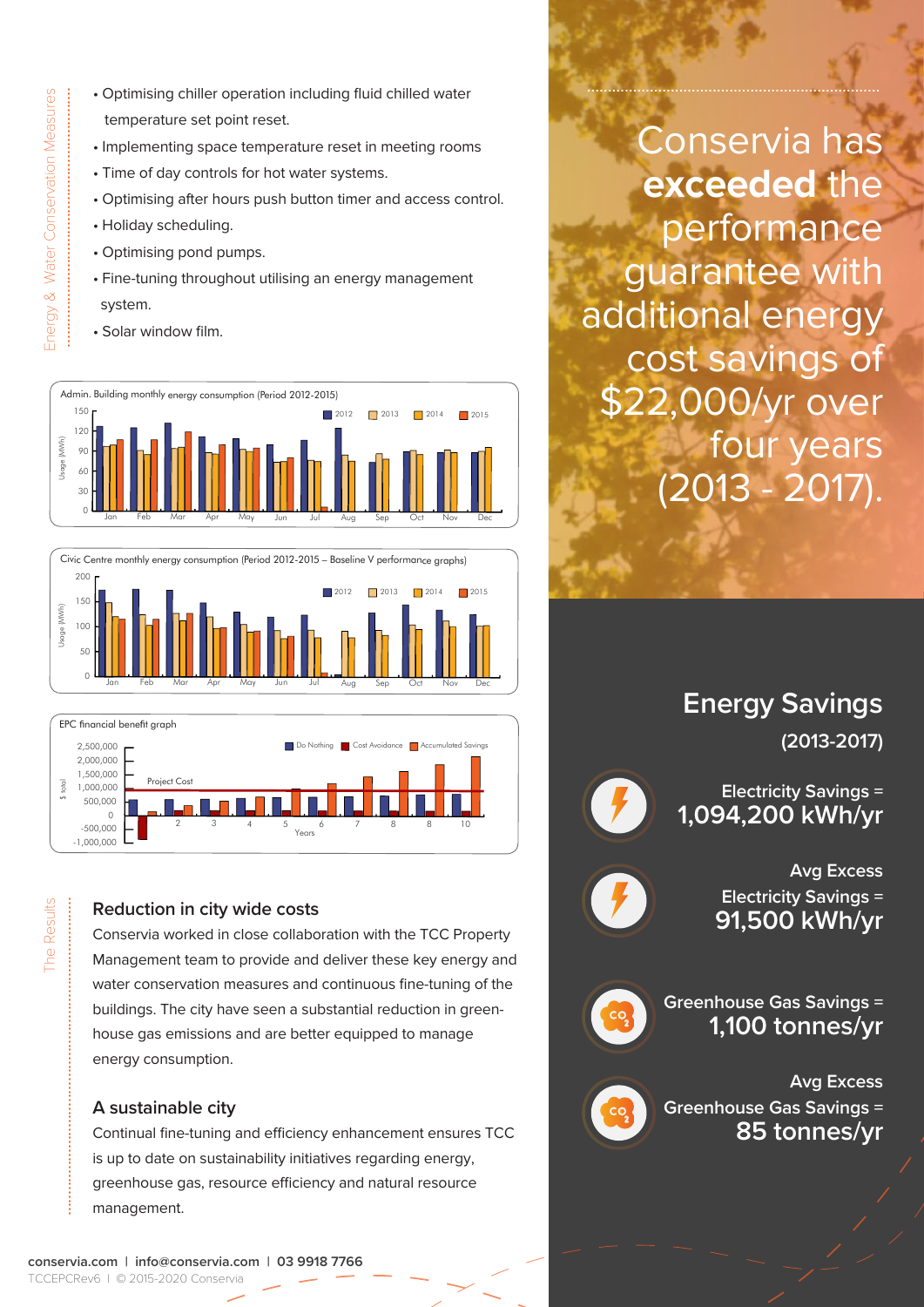Energy & Water Conservation Measures

- Optimising chiller operation including fluid chilled water temperature set point reset.
- Implementing space temperature reset in meeting rooms
- Time of day controls for hot water systems.
- Optimising after hours push button timer and access control.
- Holiday scheduling.
- Optimising pond pumps.
- Fine-tuning throughout utilising an energy management system.
- Solar window film.

Admin. Building monthly energy consumption (Period 2012-2015)

Usage (MWh)

150
120
90
60
30
0

Jan Feb Mar Apr May Jun Jul Aug Sep Oct Nov Dec

2012 2013 2014 2015

Civic Centre monthly energy consumption (Period 2012-2015 – Baseline V performance graphs)

Usage (MWh)

200
150
100
50
0

Jan Feb Mar Apr May Jun Jul Aug Sep Oct Nov Dec

2012 2013 2014 2015

EPC financial benefit graph

$ total

2,500,000
2,000,000
1,500,000
1,000,000
500,000
0
-500,000
-1,000,000

Project Cost

Do Nothing Cost Avoidance Accumulated Savings

2 3 4 5 6 7 8 8 10

Years

The Results

## Reduction in city wide costs

Conservia worked in close collaboration with the TCC Property Management team to provide and deliver these key energy and water conservation measures and continuous fine-tuning of the buildings. The city have seen a substantial reduction in green-house gas emissions and are better equipped to manage energy consumption.

## A sustainable city

Continual fine-tuning and efficiency enhancement ensures TCC is up to date on sustainability initiatives regarding energy, greenhouse gas, resource efficiency and natural resource management.

Conservia has **exceeded** the performance guarantee with additional energy cost savings of $22,000/yr over four years (2013 - 2017).

## Energy Savings (2013-2017)

Electricity Savings = **1,094,200 kWh/yr**

Avg Excess Electricity Savings = **91,500 kWh/yr**

Greenhouse Gas Savings = **1,100 tonnes/yr**

Avg Excess Greenhouse Gas Savings = **85 tonnes/yr**

conservia.com | info@conservia.com | 03 9918 7766

TCCEPCRev6 | © 2015-2020 Conservia